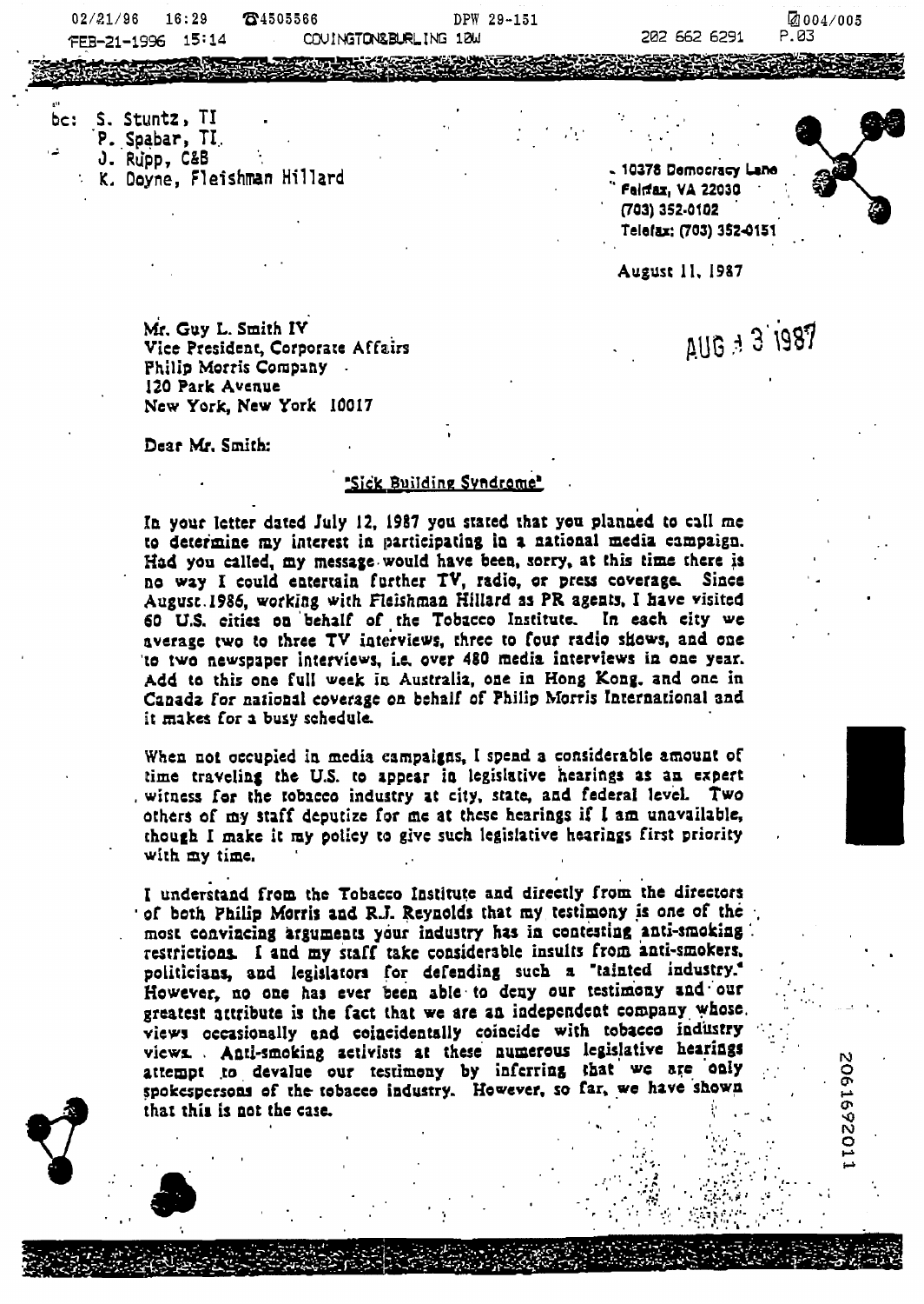bc: S. Stuntz, TI
P. Spabar, TI
J. Rupp, C&B
K. Doyne, Fleishman Hillard

10378 Democracy Lane
Fairfax, VA 22030
(703) 352-0102
Telefax: (703) 352-0151

August 11, 1987

AUG 13 1987

Mr. Guy L. Smith IV
Vice President, Corporate Affairs
Philip Morris Company
120 Park Avenue
New York, New York 10017

Dear Mr. Smith:

"Sick Building Syndrome"

In your letter dated July 12, 1987 you stated that you planned to call me to determine my interest in participating in a national media campaign. Had you called, my message would have been, sorry, at this time there is no way I could entertain further TV, radio, or press coverage. Since August 1986, working with Fleishman Hillard as PR agents, I have visited 60 U.S. cities on behalf of the Tobacco Institute. In each city we average two to three TV interviews, three to four radio shows, and one to two newspaper interviews, i.e. over 480 media interviews in one year. Add to this one full week in Australia, one in Hong Kong, and one in Canada for national coverage on behalf of Philip Morris International and it makes for a busy schedule.

When not occupied in media campaigns, I spend a considerable amount of time traveling the U.S. to appear in legislative hearings as an expert witness for the tobacco industry at city, state, and federal level. Two others of my staff deputize for me at these hearings if I am unavailable, though I make it my policy to give such legislative hearings first priority with my time.

I understand from the Tobacco Institute and directly from the directors of both Philip Morris and R.J. Reynolds that my testimony is one of the most convincing arguments your industry has in contesting anti-smoking restrictions. I and my staff take considerable insults from anti-smokers, politicians, and legislators for defending such a "tainted industry." However, no one has ever been able to deny our testimony and our greatest attribute is the fact that we are an independent company whose views occasionally and coincidentally coincide with tobacco industry views. Anti-smoking activists at these numerous legislative hearings attempt to devalue our testimony by inferring that we are only spokespersons of the tobacco industry. However, so far, we have shown that this is not the case.

2061692011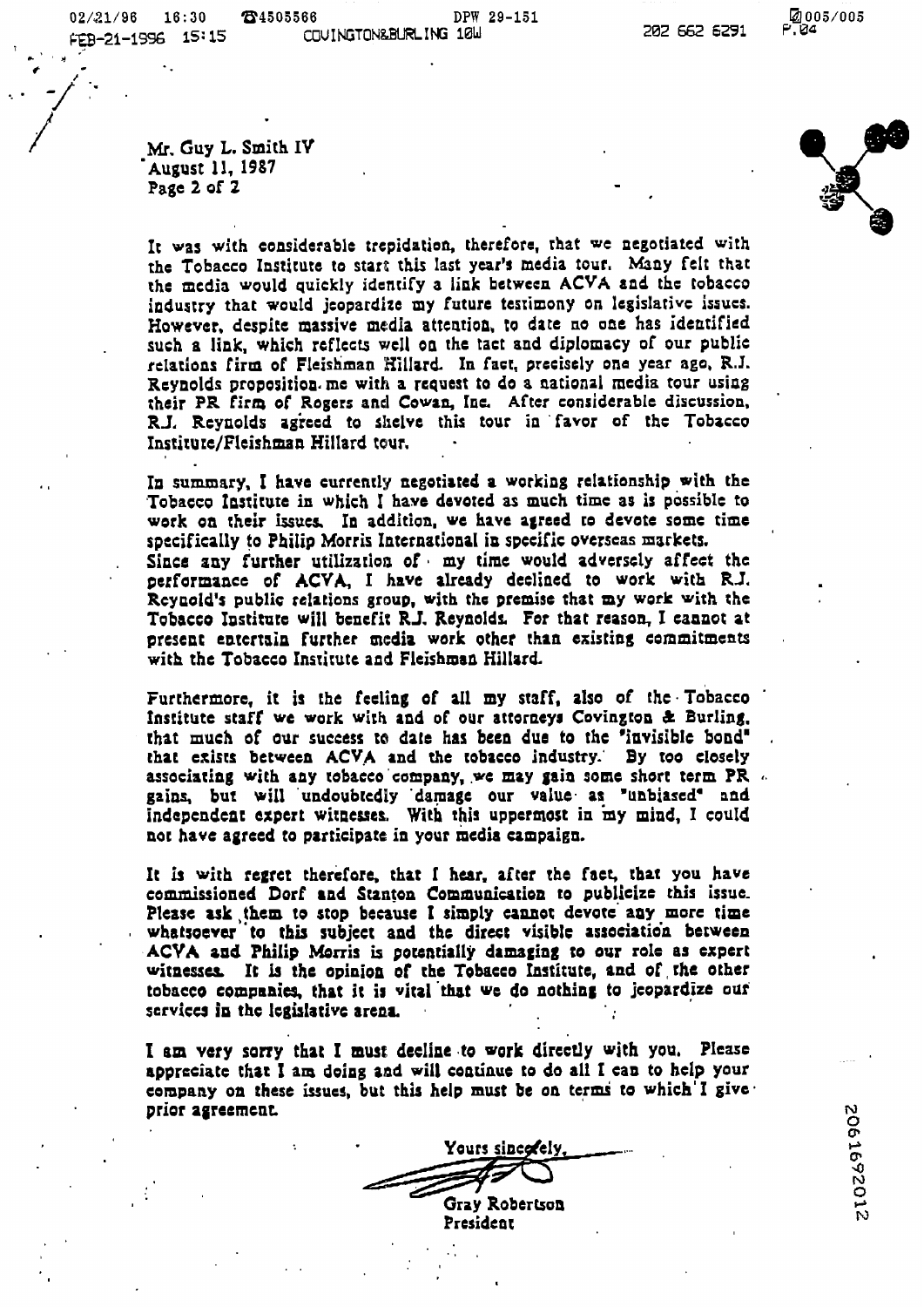Mr. Guy L. Smith IV
August 11, 1987

It was with considerable trepidation, therefore, that we negotiated with the Tobacco Institute to start this last year's media tour. Many felt that the media would quickly identify a link between ACVA and the tobacco industry that would jeopardize my future testimony on legislative issues. However, despite massive media attention, to date no one has identified such a link, which reflects well on the tact and diplomacy of our public relations firm of Fleishman Hillard. In fact, precisely one year ago, R.J. Reynolds proposition me with a request to do a national media tour using their PR firm of Rogers and Cowan, Inc. After considerable discussion, R.J. Reynolds agreed to shelve this tour in favor of the Tobacco Institute/Fleishman Hillard tour.

In summary, I have currently negotiated a working relationship with the Tobacco Institute in which I have devoted as much time as is possible to work on their issues. In addition, we have agreed to devote some time specifically to Philip Morris International in specific overseas markets. Since any further utilization of my time would adversely affect the performance of ACVA, I have already declined to work with R.J. Reynold's public relations group, with the premise that my work with the Tobacco Institute will benefit R.J. Reynolds. For that reason, I cannot at present entertain further media work other than existing commitments with the Tobacco Institute and Fleishman Hillard.

Furthermore, it is the feeling of all my staff, also of the Tobacco Institute staff we work with and of our attorneys Covington & Burling, that much of our success to date has been due to the "invisible bond" that exists between ACVA and the tobacco industry. By too closely associating with any tobacco company, we may gain some short term PR gains, but will undoubtedly damage our value as "unbiased" and independent expert witnesses. With this uppermost in my mind, I could not have agreed to participate in your media campaign.

It is with regret therefore, that I hear, after the fact, that you have commissioned Dorf and Stanton Communication to publicize this issue. Please ask them to stop because I simply cannot devote any more time whatsoever to this subject and the direct visible association between ACVA and Philip Morris is potentially damaging to our role as expert witnesses. It is the opinion of the Tobacco Institute, and of the other tobacco companies, that it is vital that we do nothing to jeopardize our services in the legislative arena.

I am very sorry that I must decline to work directly with you. Please appreciate that I am doing and will continue to do all I can to help your company on these issues, but this help must be on terms to which I give prior agreement.

Yours sincerely,

Gray Robertson
President

2061692012